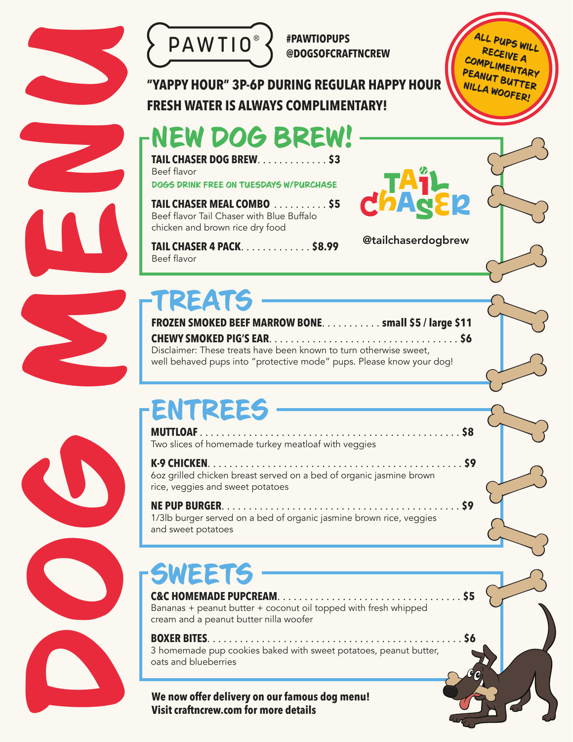# DOG MENU

PAWTIO®

#PAWTIOPUPS
@DOGSOFCRAFTNCREW

**"YAPPY HOUR" 3P-6P DURING REGULAR HAPPY HOUR**
**FRESH WATER IS ALWAYS COMPLIMENTARY!**

**ALL PUPS WILL RECEIVE A COMPLIMENTARY PEANUT BUTTER NILLA WOOFER!**

## NEW DOG BREW!

**TAIL CHASER DOG BREW** . . . . . . . . . . . . . **$3**
Beef flavor

DOGS DRINK FREE ON TUESDAYS W/PURCHASE

**TAIL CHASER MEAL COMBO** . . . . . . . . . . **$5**
Beef flavor Tail Chaser with Blue Buffalo chicken and brown rice dry food

**TAIL CHASER 4 PACK** . . . . . . . . . . . . . **$8.99**
Beef flavor

TAIL CHASER
@tailchaserdogbrew

## TREATS

**FROZEN SMOKED BEEF MARROW BONE** . . . . . . . . . . . **small $5 / large $11**

**CHEWY SMOKED PIG'S EAR** . . . . . . . . . . . . . . . . . . . . . . . . . . . . . . . . . **$6**

Disclaimer: These treats have been known to turn otherwise sweet, well behaved pups into "protective mode" pups. Please know your dog!

## ENTREES

**MUTTLOAF** . . . . . . . . . . . . . . . . . . . . . . . . . . . . . . . . . . . . . . . . . . . . . . . . **$8**
Two slices of homemade turkey meatloaf with veggies

**K-9 CHICKEN** . . . . . . . . . . . . . . . . . . . . . . . . . . . . . . . . . . . . . . . . . . . . . **$9**
6oz grilled chicken breast served on a bed of organic jasmine brown rice, veggies and sweet potatoes

**NE PUP BURGER** . . . . . . . . . . . . . . . . . . . . . . . . . . . . . . . . . . . . . . . . . . **$9**
1/3lb burger served on a bed of organic jasmine brown rice, veggies and sweet potatoes

## SWEETS

**C&C HOMEMADE PUPCREAM** . . . . . . . . . . . . . . . . . . . . . . . . . . . . . . . . . **$5**
Bananas + peanut butter + coconut oil topped with fresh whipped cream and a peanut butter nilla woofer

**BOXER BITES** . . . . . . . . . . . . . . . . . . . . . . . . . . . . . . . . . . . . . . . . . . . . . **$6**
3 homemade pup cookies baked with sweet potatoes, peanut butter, oats and blueberries

**We now offer delivery on our famous dog menu!**
**Visit craftncrew.com for more details**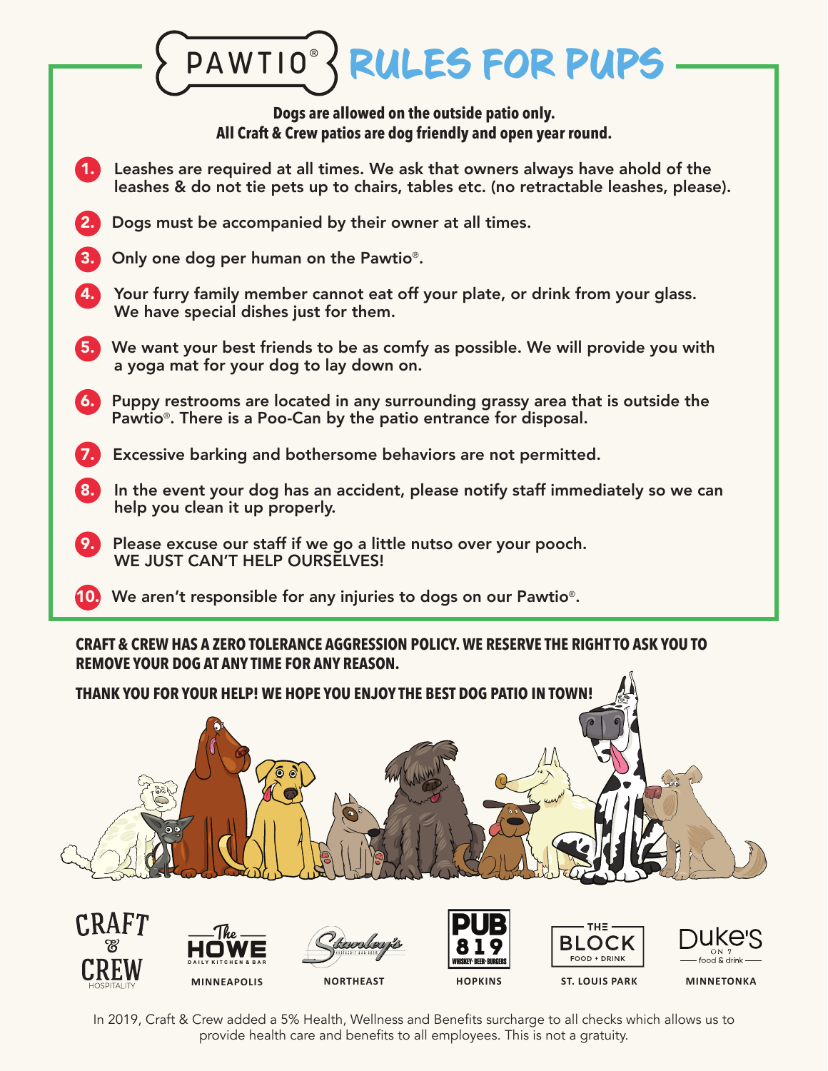# PAWTIO® RULES FOR PUPS

**Dogs are allowed on the outside patio only.**
**All Craft & Crew patios are dog friendly and open year round.**

1. Leashes are required at all times. We ask that owners always have ahold of the leashes & do not tie pets up to chairs, tables etc. (no retractable leashes, please).
2. Dogs must be accompanied by their owner at all times.
3. Only one dog per human on the Pawtio®.
4. Your furry family member cannot eat off your plate, or drink from your glass. We have special dishes just for them.
5. We want your best friends to be as comfy as possible. We will provide you with a yoga mat for your dog to lay down on.
6. Puppy restrooms are located in any surrounding grassy area that is outside the Pawtio®. There is a Poo-Can by the patio entrance for disposal.
7. Excessive barking and bothersome behaviors are not permitted.
8. In the event your dog has an accident, please notify staff immediately so we can help you clean it up properly.
9. Please excuse our staff if we go a little nutso over your pooch. WE JUST CAN'T HELP OURSELVES!
10. We aren't responsible for any injuries to dogs on our Pawtio®.

**CRAFT & CREW HAS A ZERO TOLERANCE AGGRESSION POLICY. WE RESERVE THE RIGHT TO ASK YOU TO REMOVE YOUR DOG AT ANY TIME FOR ANY REASON.**

**THANK YOU FOR YOUR HELP! WE HOPE YOU ENJOY THE BEST DOG PATIO IN TOWN!**

CRAFT & CREW HOSPITALITY

The HOWE Daily Kitchen & Bar — MINNEAPOLIS

Stanley's — NORTHEAST

PUB 819 Whiskey · Beer · Burgers — HOPKINS

THE BLOCK Food + Drink — ST. LOUIS PARK

Duke's on 7 food & drink — MINNETONKA

In 2019, Craft & Crew added a 5% Health, Wellness and Benefits surcharge to all checks which allows us to provide health care and benefits to all employees. This is not a gratuity.